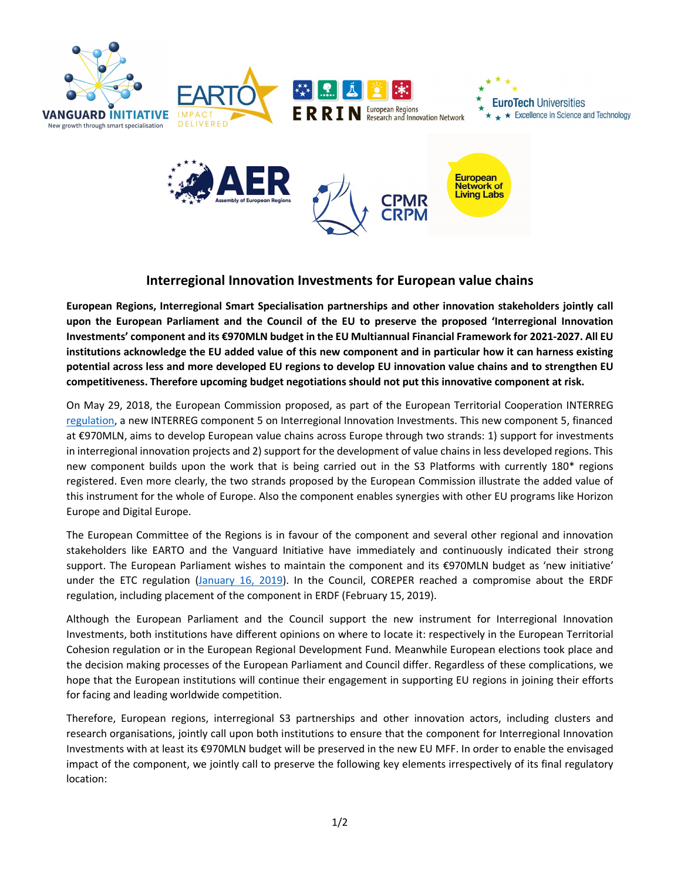# Interregional Innovation Investments for European value chains

**European Regions, Interregional Smart Specialisation partnerships and other innovation stakeholders jointly call upon the European Parliament and the Council of the EU to preserve the proposed 'Interregional Innovation Investments' component and its €970MLN budget in the EU Multiannual Financial Framework for 2021-2027. All EU institutions acknowledge the EU added value of this new component and in particular how it can harness existing potential across less and more developed EU regions to develop EU innovation value chains and to strengthen EU competitiveness. Therefore upcoming budget negotiations should not put this innovative component at risk.**

On May 29, 2018, the European Commission proposed, as part of the European Territorial Cooperation INTERREG regulation, a new INTERREG component 5 on Interregional Innovation Investments. This new component 5, financed at €970MLN, aims to develop European value chains across Europe through two strands: 1) support for investments in interregional innovation projects and 2) support for the development of value chains in less developed regions. This new component builds upon the work that is being carried out in the S3 Platforms with currently 180* regions registered. Even more clearly, the two strands proposed by the European Commission illustrate the added value of this instrument for the whole of Europe. Also the component enables synergies with other EU programs like Horizon Europe and Digital Europe.

The European Committee of the Regions is in favour of the component and several other regional and innovation stakeholders like EARTO and the Vanguard Initiative have immediately and continuously indicated their strong support. The European Parliament wishes to maintain the component and its €970MLN budget as 'new initiative' under the ETC regulation (January 16, 2019). In the Council, COREPER reached a compromise about the ERDF regulation, including placement of the component in ERDF (February 15, 2019).

Although the European Parliament and the Council support the new instrument for Interregional Innovation Investments, both institutions have different opinions on where to locate it: respectively in the European Territorial Cohesion regulation or in the European Regional Development Fund. Meanwhile European elections took place and the decision making processes of the European Parliament and Council differ. Regardless of these complications, we hope that the European institutions will continue their engagement in supporting EU regions in joining their efforts for facing and leading worldwide competition.

Therefore, European regions, interregional S3 partnerships and other innovation actors, including clusters and research organisations, jointly call upon both institutions to ensure that the component for Interregional Innovation Investments with at least its €970MLN budget will be preserved in the new EU MFF. In order to enable the envisaged impact of the component, we jointly call to preserve the following key elements irrespectively of its final regulatory location: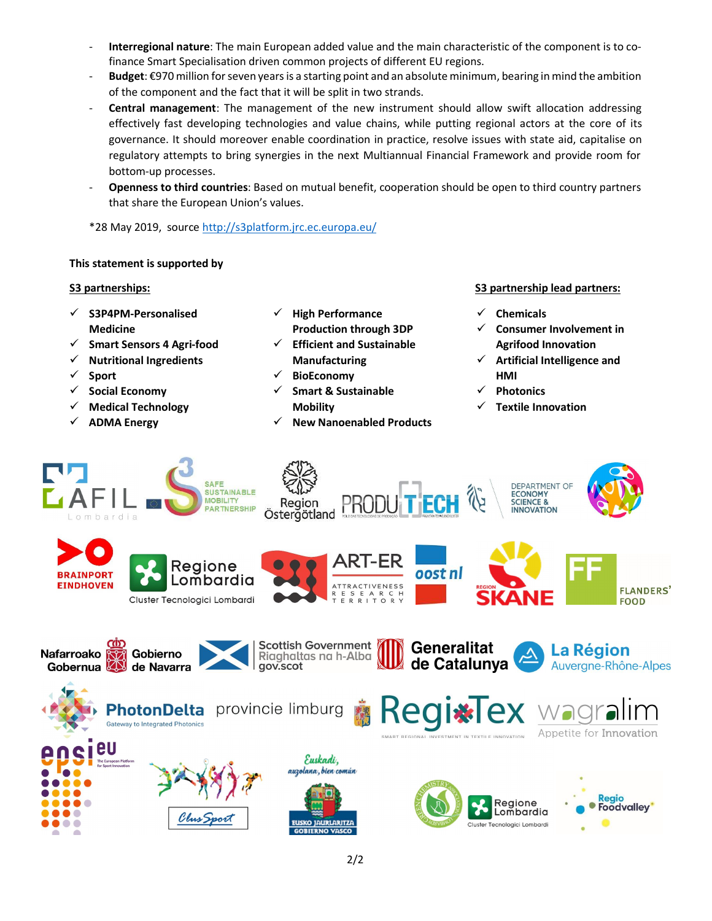- **Interregional nature**: The main European added value and the main characteristic of the component is to co-finance Smart Specialisation driven common projects of different EU regions.
- **Budget**: €970 million for seven years is a starting point and an absolute minimum, bearing in mind the ambition of the component and the fact that it will be split in two strands.
- **Central management**: The management of the new instrument should allow swift allocation addressing effectively fast developing technologies and value chains, while putting regional actors at the core of its governance. It should moreover enable coordination in practice, resolve issues with state aid, capitalise on regulatory attempts to bring synergies in the next Multiannual Financial Framework and provide room for bottom-up processes.
- **Openness to third countries**: Based on mutual benefit, cooperation should be open to third country partners that share the European Union's values.

*28 May 2019, source http://s3platform.jrc.ec.europa.eu/

**This statement is supported by**

**S3 partnerships:**

- ✓ **S3P4PM-Personalised Medicine**
- ✓ **Smart Sensors 4 Agri-food**
- ✓ **Nutritional Ingredients**
- ✓ **Sport**
- ✓ **Social Economy**
- ✓ **Medical Technology**
- ✓ **ADMA Energy**
- ✓ **High Performance Production through 3DP**
- ✓ **Efficient and Sustainable Manufacturing**
- ✓ **BioEconomy**
- ✓ **Smart & Sustainable Mobility**
- ✓ **New Nanoenabled Products**

**S3 partnership lead partners:**

- ✓ **Chemicals**
- ✓ **Consumer Involvement in Agrifood Innovation**
- ✓ **Artificial Intelligence and HMI**
- ✓ **Photonics**
- ✓ **Textile Innovation**